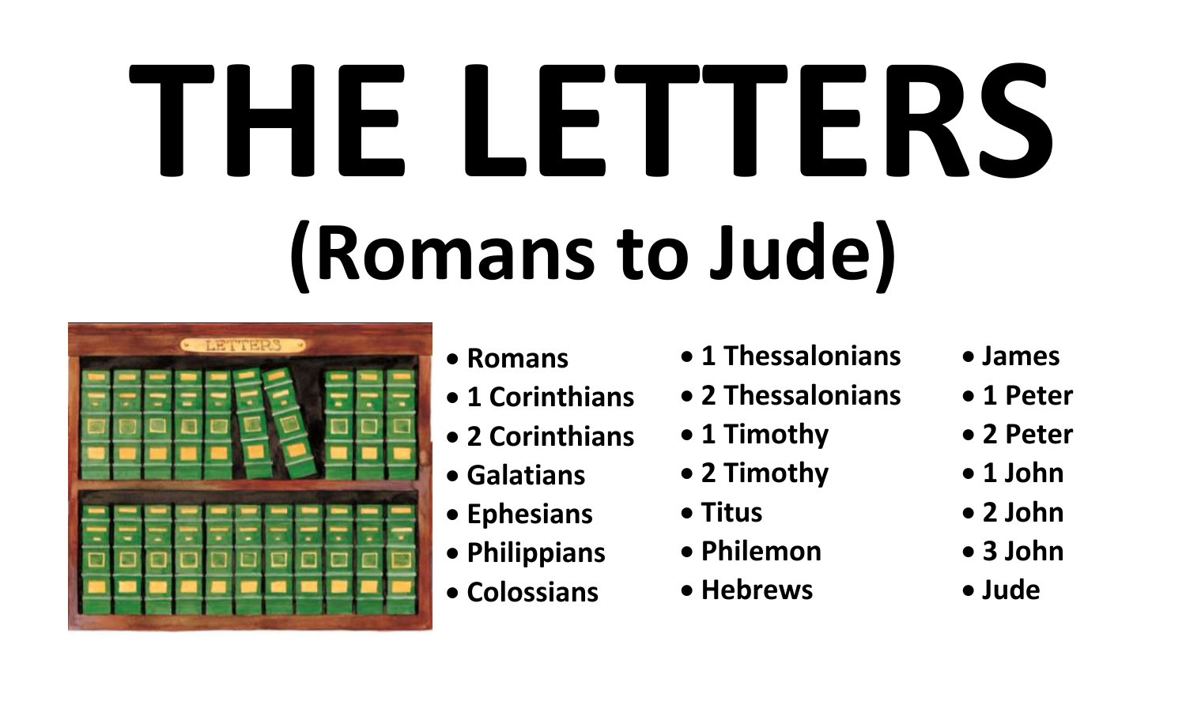# THE LETTERS

## (Romans to Jude)

- Romans
- 1 Corinthians
- 2 Corinthians
- Galatians
- Ephesians
- Philippians
- Colossians
- 1 Thessalonians
- 2 Thessalonians
- 1 Timothy
- 2 Timothy
- Titus
- Philemon
- Hebrews
- James
- 1 Peter
- 2 Peter
- 1 John
- 2 John
- 3 John
- Jude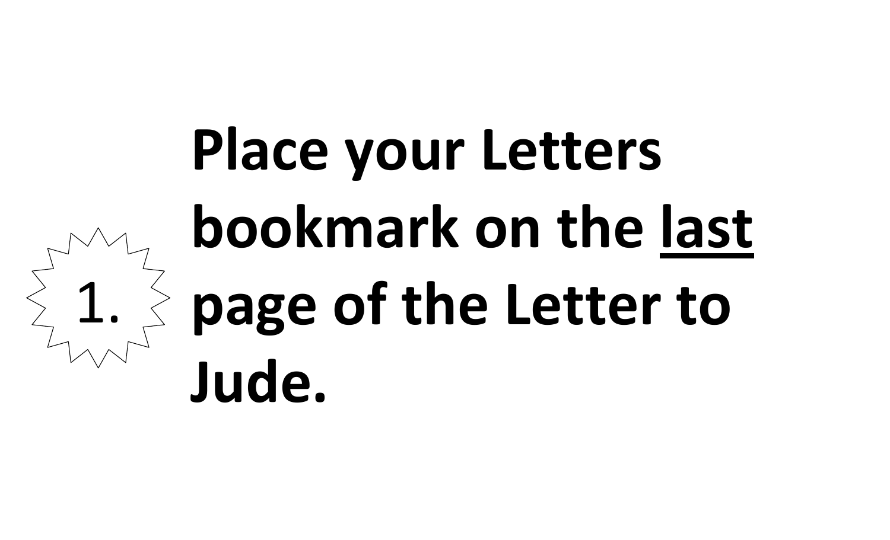1. **Place your Letters bookmark on the <u>last</u> page of the Letter to Jude.**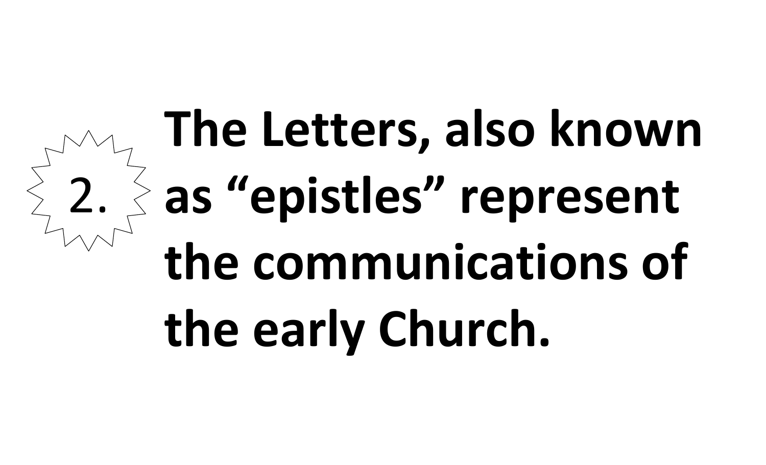2\. **The Letters, also known as "epistles" represent the communications of the early Church.**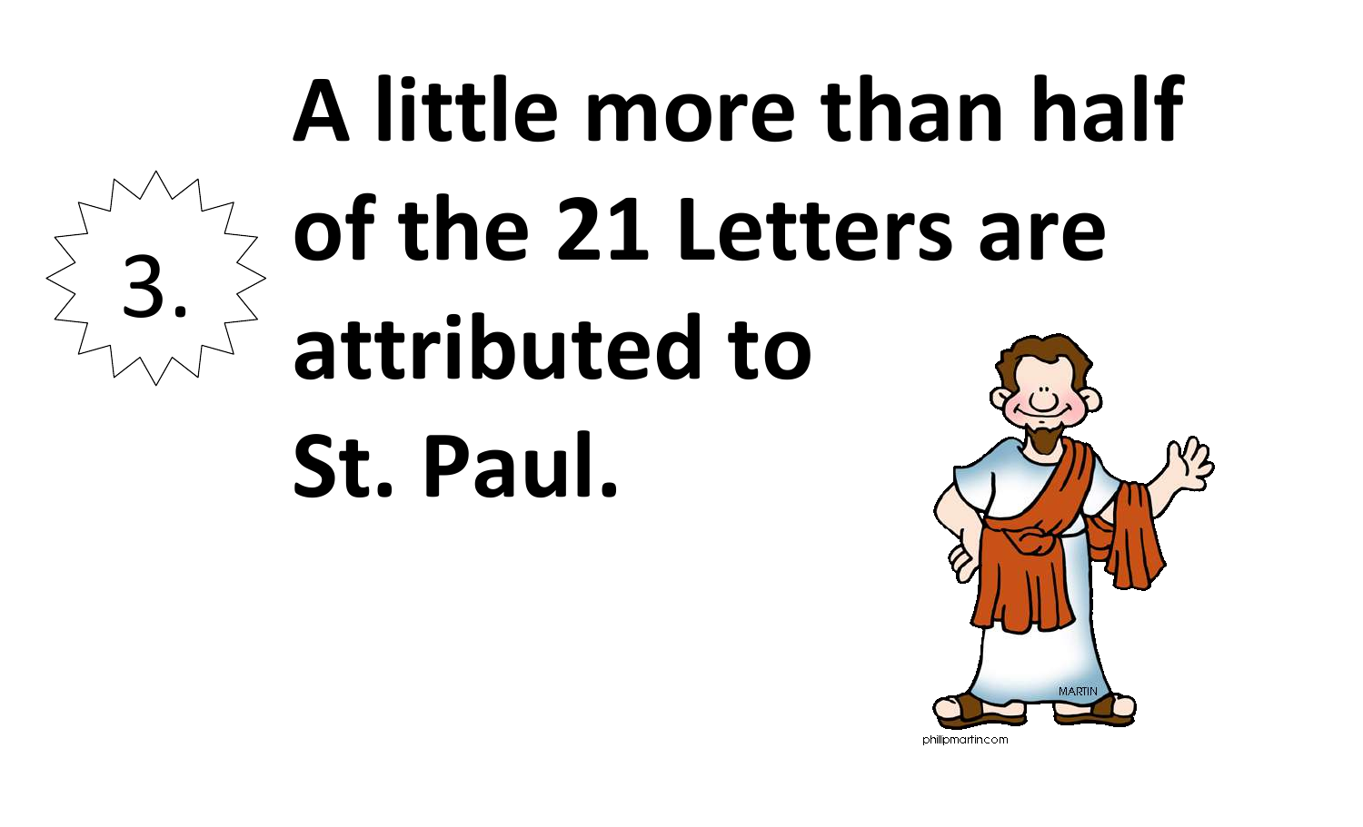3. **A little more than half of the 21 Letters are attributed to St. Paul.**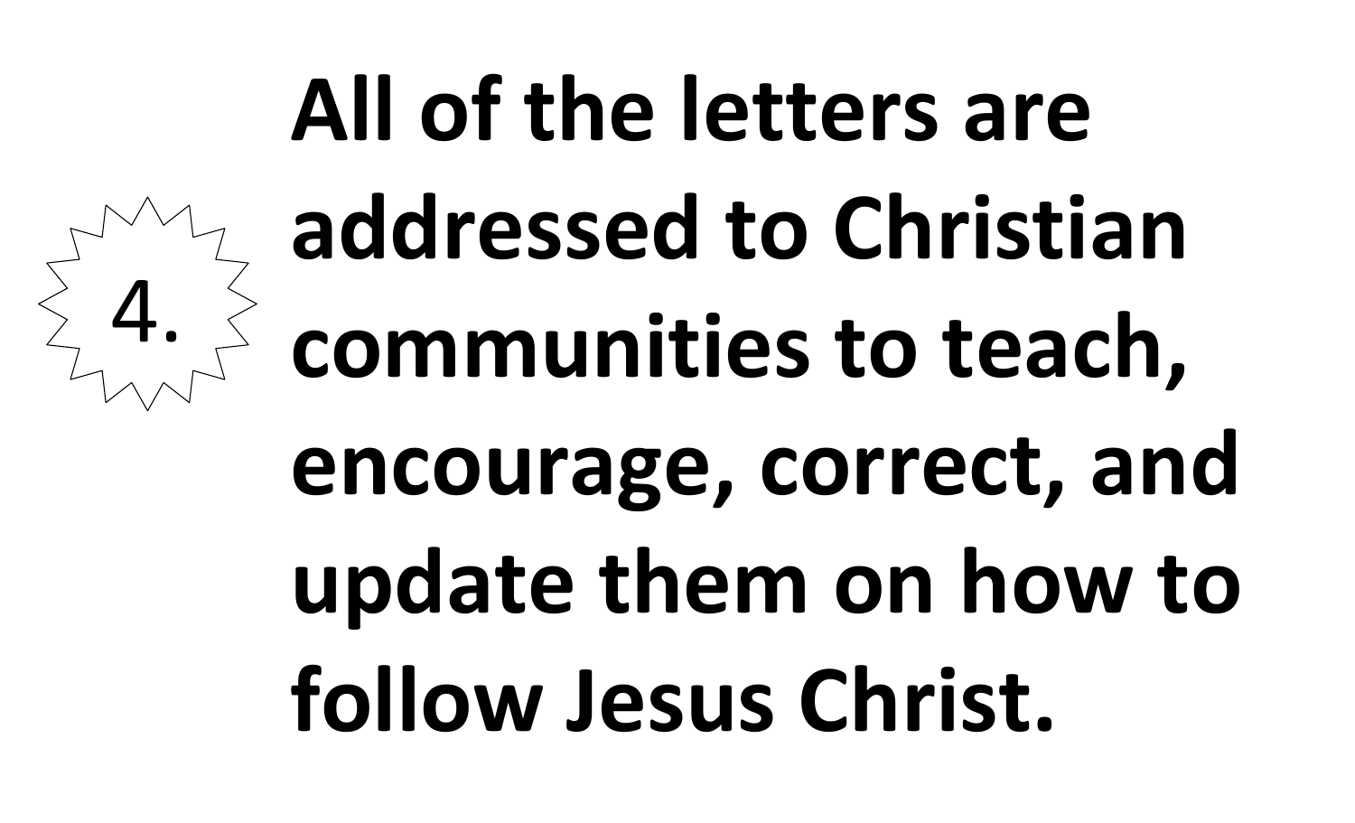4.

**All of the letters are addressed to Christian communities to teach, encourage, correct, and update them on how to follow Jesus Christ.**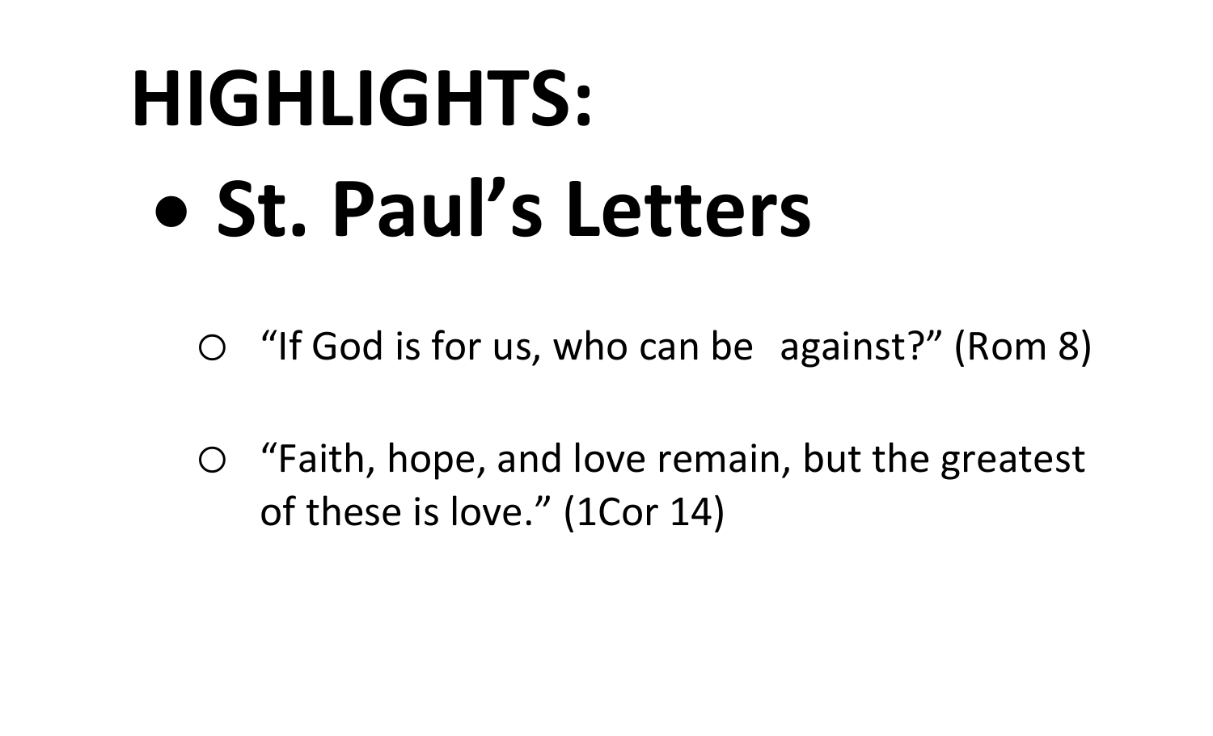# HIGHLIGHTS:

- **St. Paul's Letters**
  - "If God is for us, who can be against?" (Rom 8)
  - "Faith, hope, and love remain, but the greatest of these is love." (1Cor 14)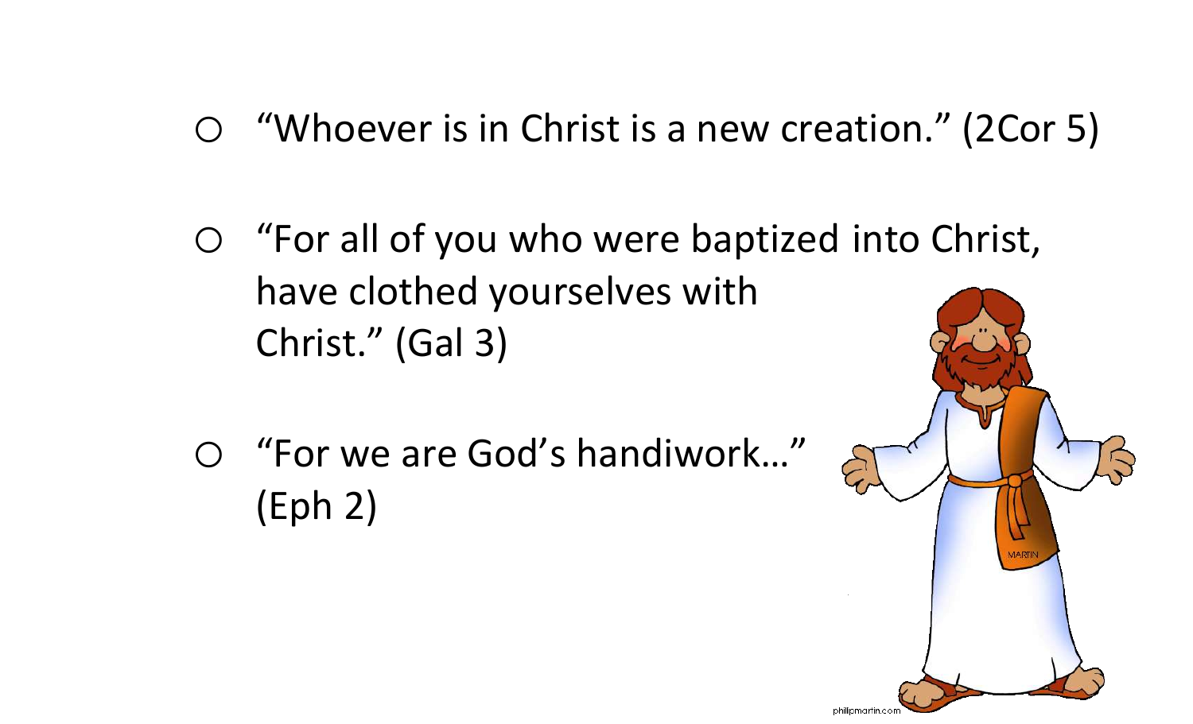- “Whoever is in Christ is a new creation.” (2Cor 5)

- “For all of you who were baptized into Christ, have clothed yourselves with Christ.” (Gal 3)

- “For we are God’s handiwork…” (Eph 2)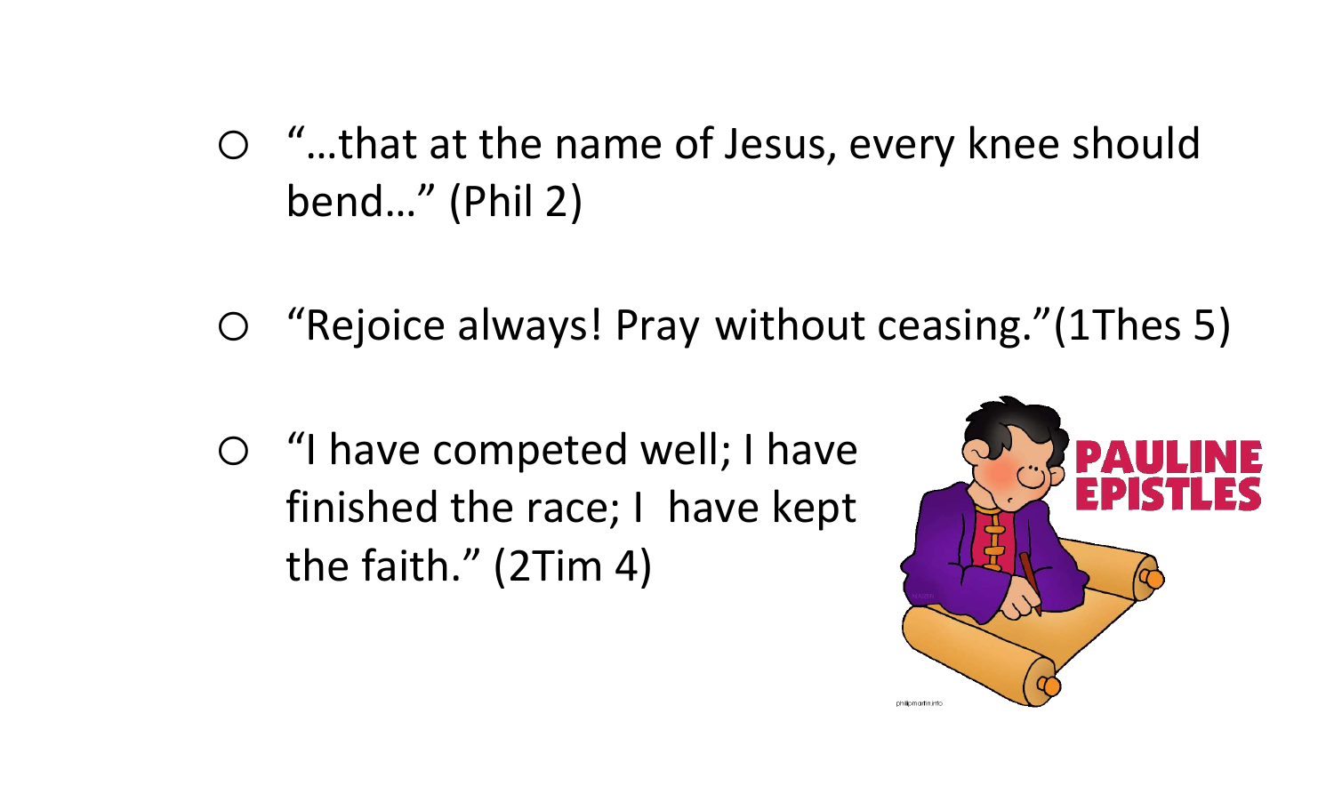- "…that at the name of Jesus, every knee should bend…" (Phil 2)

- "Rejoice always! Pray without ceasing."(1Thes 5)

- "I have competed well; I have finished the race; I have kept the faith." (2Tim 4)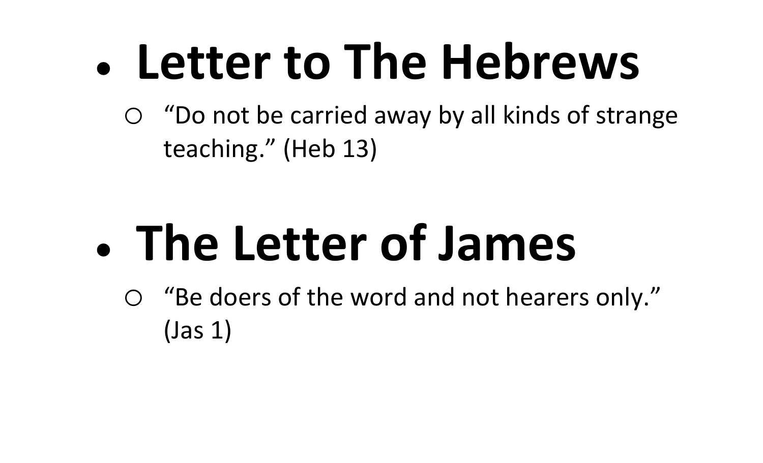- # Letter to The Hebrews
  - “Do not be carried away by all kinds of strange teaching.” (Heb 13)

- # The Letter of James
  - “Be doers of the word and not hearers only.” (Jas 1)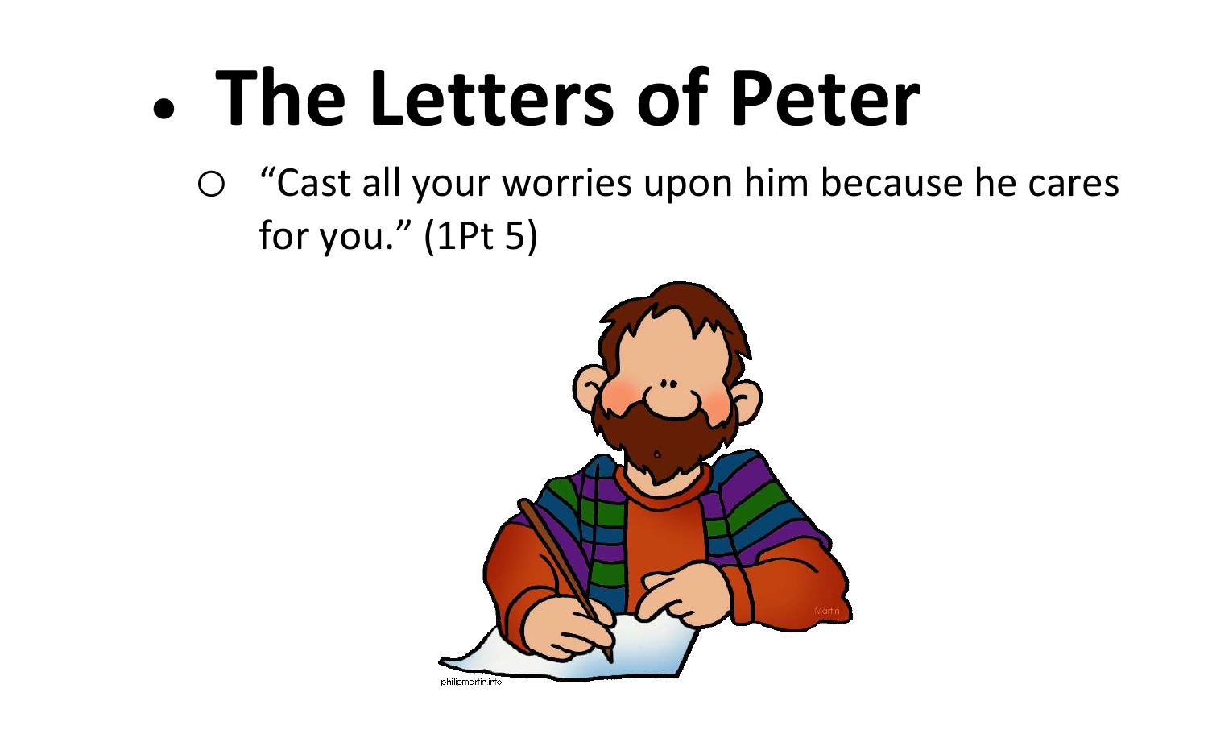- **The Letters of Peter**
  - "Cast all your worries upon him because he cares for you." (1Pt 5)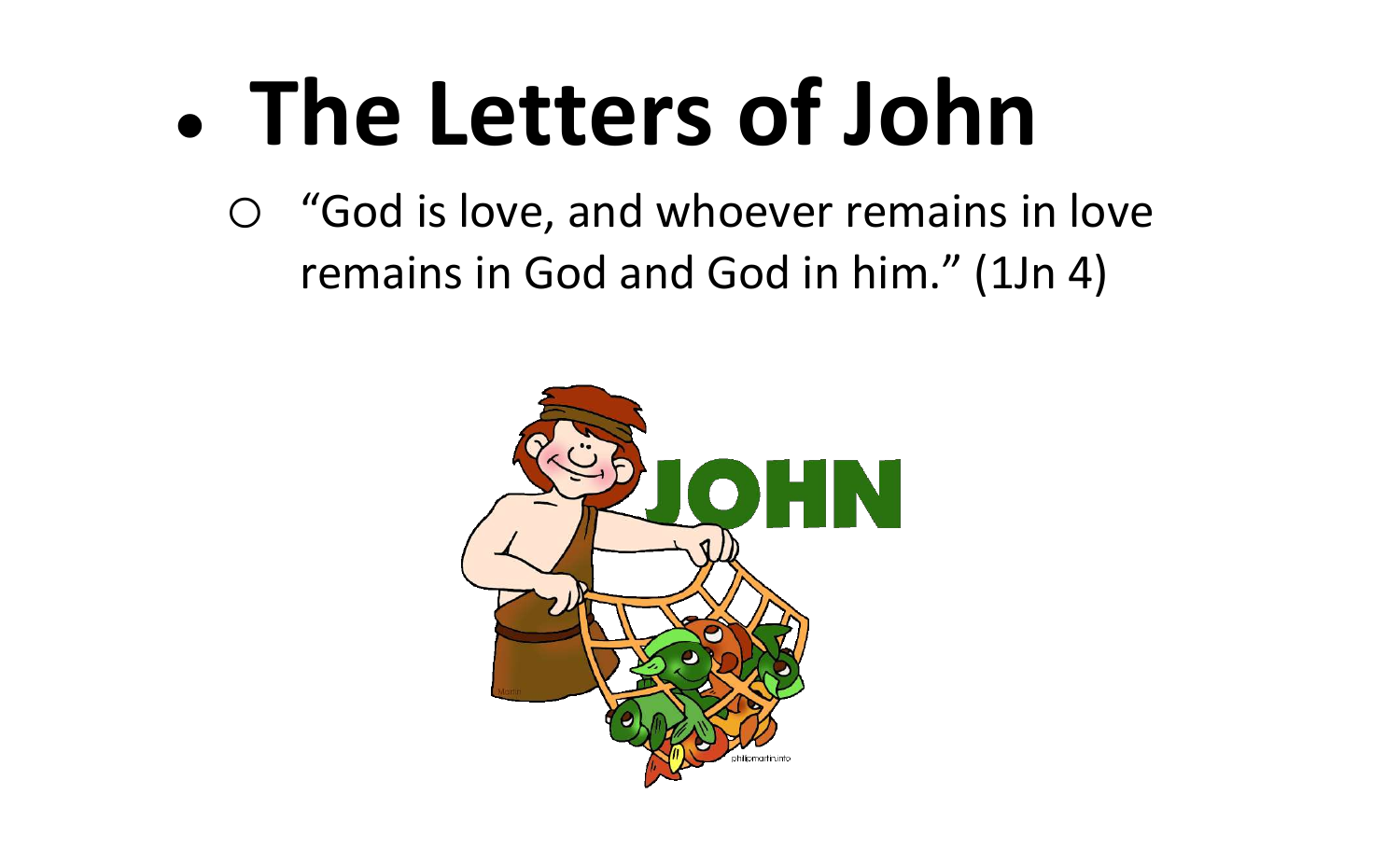- **The Letters of John**
    - “God is love, and whoever remains in love remains in God and God in him.” (1Jn 4)